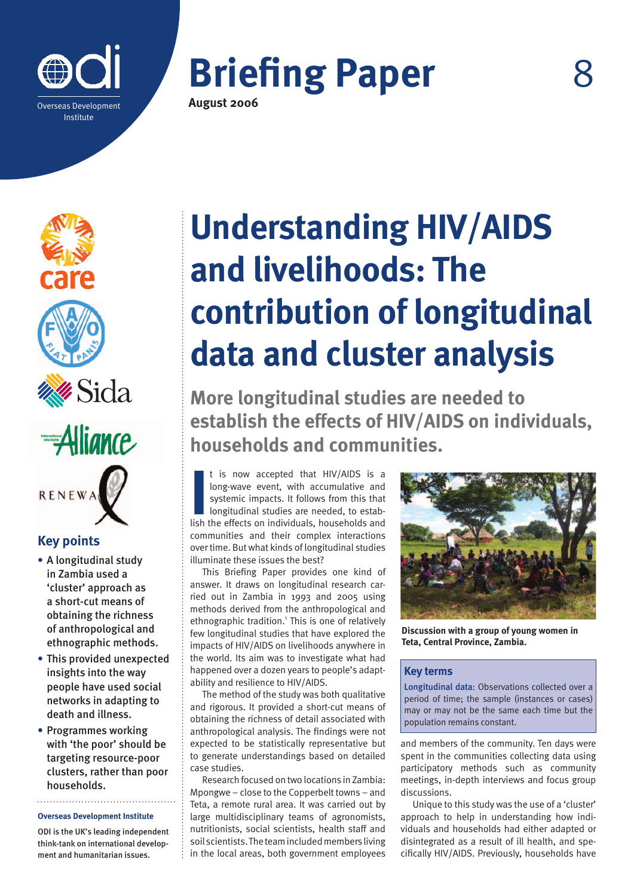Overseas Development Institute

# Briefing Paper 8

**August 2006**

# Understanding HIV/AIDS and livelihoods: The contribution of longitudinal data and cluster analysis

## More longitudinal studies are needed to establish the effects of HIV/AIDS on individuals, households and communities.

It is now accepted that HIV/AIDS is a long-wave event, with accumulative and systemic impacts. It follows from this that longitudinal studies are needed, to establish the effects on individuals, households and communities and their complex interactions over time. But what kinds of longitudinal studies illuminate these issues the best?

This Briefing Paper provides one kind of answer. It draws on longitudinal research carried out in Zambia in 1993 and 2005 using methods derived from the anthropological and ethnographic tradition.[1] This is one of relatively few longitudinal studies that have explored the impacts of HIV/AIDS on livelihoods anywhere in the world. Its aim was to investigate what had happened over a dozen years to people's adaptability and resilience to HIV/AIDS.

The method of the study was both qualitative and rigorous. It provided a short-cut means of obtaining the richness of detail associated with anthropological analysis. The findings were not expected to be statistically representative but to generate understandings based on detailed case studies.

Research focused on two locations in Zambia: Mpongwe – close to the Copperbelt towns – and Teta, a remote rural area. It was carried out by large multidisciplinary teams of agronomists, nutritionists, social scientists, health staff and soil scientists. The team included members living in the local areas, both government employees and members of the community. Ten days were spent in the communities collecting data using participatory methods such as community meetings, in-depth interviews and focus group discussions.

Unique to this study was the use of a 'cluster' approach to help in understanding how individuals and households had either adapted or disintegrated as a result of ill health, and specifically HIV/AIDS. Previously, households have

Discussion with a group of young women in Teta, Central Province, Zambia.

### Key terms

**Longitudinal data**: Observations collected over a period of time; the sample (instances or cases) may or may not be the same each time but the population remains constant.

### Key points

- A longitudinal study in Zambia used a 'cluster' approach as a short-cut means of obtaining the richness of anthropological and ethnographic methods.
- This provided unexpected insights into the way people have used social networks in adapting to death and illness.
- Programmes working with 'the poor' should be targeting resource-poor clusters, rather than poor households.

**Overseas Development Institute**

ODI is the UK's leading independent think-tank on international development and humanitarian issues.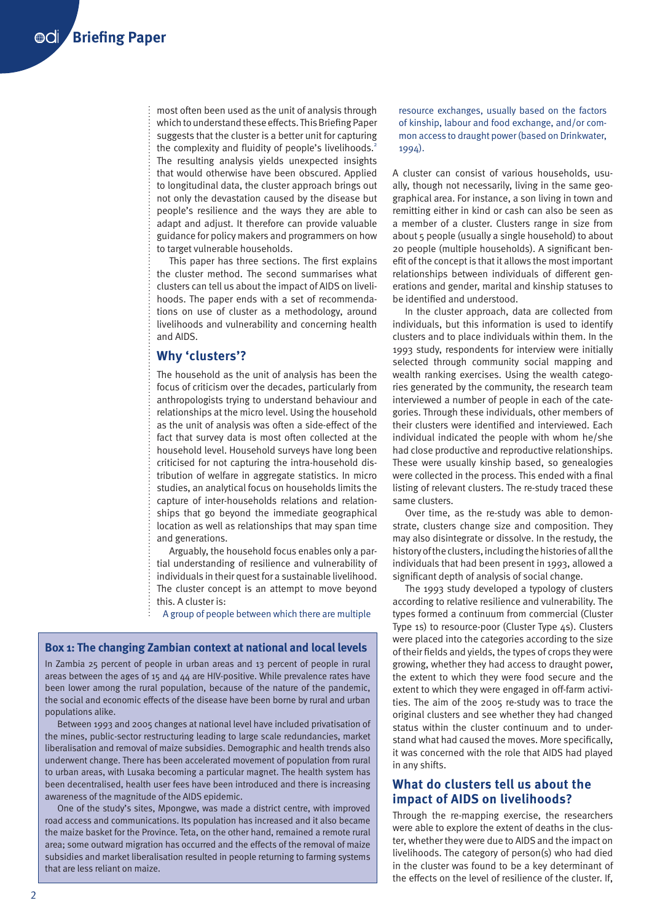most often been used as the unit of analysis through which to understand these effects. This Briefing Paper suggests that the cluster is a better unit for capturing the complexity and fluidity of people's livelihoods.[2] The resulting analysis yields unexpected insights that would otherwise have been obscured. Applied to longitudinal data, the cluster approach brings out not only the devastation caused by the disease but people's resilience and the ways they are able to adapt and adjust. It therefore can provide valuable guidance for policy makers and programmers on how to target vulnerable households.

This paper has three sections. The first explains the cluster method. The second summarises what clusters can tell us about the impact of AIDS on livelihoods. The paper ends with a set of recommendations on use of cluster as a methodology, around livelihoods and vulnerability and concerning health and AIDS.

## Why 'clusters'?

The household as the unit of analysis has been the focus of criticism over the decades, particularly from anthropologists trying to understand behaviour and relationships at the micro level. Using the household as the unit of analysis was often a side-effect of the fact that survey data is most often collected at the household level. Household surveys have long been criticised for not capturing the intra-household distribution of welfare in aggregate statistics. In micro studies, an analytical focus on households limits the capture of inter-households relations and relationships that go beyond the immediate geographical location as well as relationships that may span time and generations.

Arguably, the household focus enables only a partial understanding of resilience and vulnerability of individuals in their quest for a sustainable livelihood. The cluster concept is an attempt to move beyond this. A cluster is:

> A group of people between which there are multiple resource exchanges, usually based on the factors of kinship, labour and food exchange, and/or common access to draught power (based on Drinkwater, 1994).

A cluster can consist of various households, usually, though not necessarily, living in the same geographical area. For instance, a son living in town and remitting either in kind or cash can also be seen as a member of a cluster. Clusters range in size from about 5 people (usually a single household) to about 20 people (multiple households). A significant benefit of the concept is that it allows the most important relationships between individuals of different generations and gender, marital and kinship statuses to be identified and understood.

In the cluster approach, data are collected from individuals, but this information is used to identify clusters and to place individuals within them. In the 1993 study, respondents for interview were initially selected through community social mapping and wealth ranking exercises. Using the wealth categories generated by the community, the research team interviewed a number of people in each of the categories. Through these individuals, other members of their clusters were identified and interviewed. Each individual indicated the people with whom he/she had close productive and reproductive relationships. These were usually kinship based, so genealogies were collected in the process. This ended with a final listing of relevant clusters. The re-study traced these same clusters.

Over time, as the re-study was able to demonstrate, clusters change size and composition. They may also disintegrate or dissolve. In the restudy, the history of the clusters, including the histories of all the individuals that had been present in 1993, allowed a significant depth of analysis of social change.

The 1993 study developed a typology of clusters according to relative resilience and vulnerability. The types formed a continuum from commercial (Cluster Type 1s) to resource-poor (Cluster Type 4s). Clusters were placed into the categories according to the size of their fields and yields, the types of crops they were growing, whether they had access to draught power, the extent to which they were food secure and the extent to which they were engaged in off-farm activities. The aim of the 2005 re-study was to trace the original clusters and see whether they had changed status within the cluster continuum and to understand what had caused the moves. More specifically, it was concerned with the role that AIDS had played in any shifts.

## What do clusters tell us about the impact of AIDS on livelihoods?

Through the re-mapping exercise, the researchers were able to explore the extent of deaths in the cluster, whether they were due to AIDS and the impact on livelihoods. The category of person(s) who had died in the cluster was found to be a key determinant of the effects on the level of resilience of the cluster. If,

### Box 1: The changing Zambian context at national and local levels

In Zambia 25 percent of people in urban areas and 13 percent of people in rural areas between the ages of 15 and 44 are HIV-positive. While prevalence rates have been lower among the rural population, because of the nature of the pandemic, the social and economic effects of the disease have been borne by rural and urban populations alike.

Between 1993 and 2005 changes at national level have included privatisation of the mines, public-sector restructuring leading to large scale redundancies, market liberalisation and removal of maize subsidies. Demographic and health trends also underwent change. There has been accelerated movement of population from rural to urban areas, with Lusaka becoming a particular magnet. The health system has been decentralised, health user fees have been introduced and there is increasing awareness of the magnitude of the AIDS epidemic.

One of the study's sites, Mpongwe, was made a district centre, with improved road access and communications. Its population has increased and it also became the maize basket for the Province. Teta, on the other hand, remained a remote rural area; some outward migration has occurred and the effects of the removal of maize subsidies and market liberalisation resulted in people returning to farming systems that are less reliant on maize.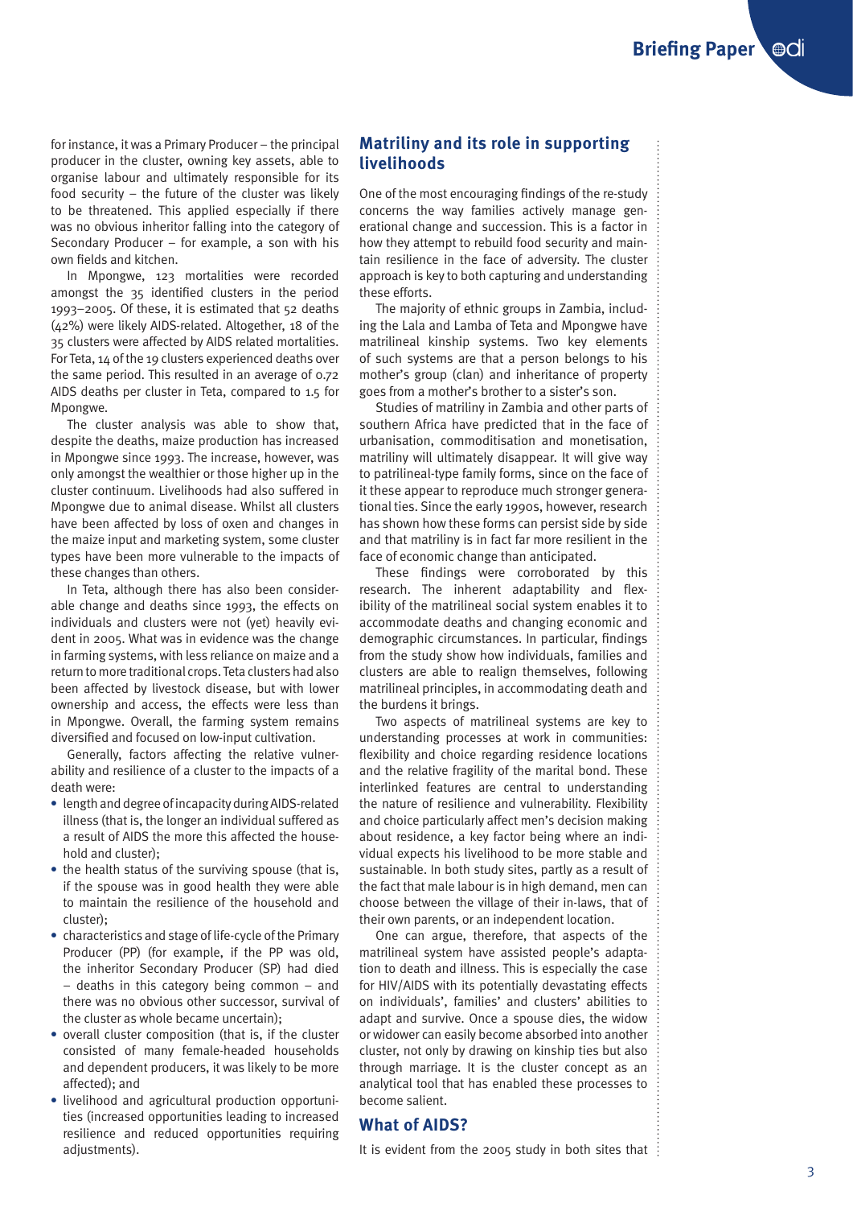for instance, it was a Primary Producer – the principal producer in the cluster, owning key assets, able to organise labour and ultimately responsible for its food security – the future of the cluster was likely to be threatened. This applied especially if there was no obvious inheritor falling into the category of Secondary Producer – for example, a son with his own fields and kitchen.

In Mpongwe, 123 mortalities were recorded amongst the 35 identified clusters in the period 1993–2005. Of these, it is estimated that 52 deaths (42%) were likely AIDS-related. Altogether, 18 of the 35 clusters were affected by AIDS related mortalities. For Teta, 14 of the 19 clusters experienced deaths over the same period. This resulted in an average of 0.72 AIDS deaths per cluster in Teta, compared to 1.5 for Mpongwe.

The cluster analysis was able to show that, despite the deaths, maize production has increased in Mpongwe since 1993. The increase, however, was only amongst the wealthier or those higher up in the cluster continuum. Livelihoods had also suffered in Mpongwe due to animal disease. Whilst all clusters have been affected by loss of oxen and changes in the maize input and marketing system, some cluster types have been more vulnerable to the impacts of these changes than others.

In Teta, although there has also been considerable change and deaths since 1993, the effects on individuals and clusters were not (yet) heavily evident in 2005. What was in evidence was the change in farming systems, with less reliance on maize and a return to more traditional crops. Teta clusters had also been affected by livestock disease, but with lower ownership and access, the effects were less than in Mpongwe. Overall, the farming system remains diversified and focused on low-input cultivation.

Generally, factors affecting the relative vulnerability and resilience of a cluster to the impacts of a death were:

- length and degree of incapacity during AIDS-related illness (that is, the longer an individual suffered as a result of AIDS the more this affected the household and cluster);
- the health status of the surviving spouse (that is, if the spouse was in good health they were able to maintain the resilience of the household and cluster);
- characteristics and stage of life-cycle of the Primary Producer (PP) (for example, if the PP was old, the inheritor Secondary Producer (SP) had died – deaths in this category being common – and there was no obvious other successor, survival of the cluster as whole became uncertain);
- overall cluster composition (that is, if the cluster consisted of many female-headed households and dependent producers, it was likely to be more affected); and
- livelihood and agricultural production opportunities (increased opportunities leading to increased resilience and reduced opportunities requiring adjustments).

## Matriliny and its role in supporting livelihoods

One of the most encouraging findings of the re-study concerns the way families actively manage generational change and succession. This is a factor in how they attempt to rebuild food security and maintain resilience in the face of adversity. The cluster approach is key to both capturing and understanding these efforts.

The majority of ethnic groups in Zambia, including the Lala and Lamba of Teta and Mpongwe have matrilineal kinship systems. Two key elements of such systems are that a person belongs to his mother's group (clan) and inheritance of property goes from a mother's brother to a sister's son.

Studies of matriliny in Zambia and other parts of southern Africa have predicted that in the face of urbanisation, commoditisation and monetisation, matriliny will ultimately disappear. It will give way to patrilineal-type family forms, since on the face of it these appear to reproduce much stronger generational ties. Since the early 1990s, however, research has shown how these forms can persist side by side and that matriliny is in fact far more resilient in the face of economic change than anticipated.

These findings were corroborated by this research. The inherent adaptability and flexibility of the matrilineal social system enables it to accommodate deaths and changing economic and demographic circumstances. In particular, findings from the study show how individuals, families and clusters are able to realign themselves, following matrilineal principles, in accommodating death and the burdens it brings.

Two aspects of matrilineal systems are key to understanding processes at work in communities: flexibility and choice regarding residence locations and the relative fragility of the marital bond. These interlinked features are central to understanding the nature of resilience and vulnerability. Flexibility and choice particularly affect men's decision making about residence, a key factor being where an individual expects his livelihood to be more stable and sustainable. In both study sites, partly as a result of the fact that male labour is in high demand, men can choose between the village of their in-laws, that of their own parents, or an independent location.

One can argue, therefore, that aspects of the matrilineal system have assisted people's adaptation to death and illness. This is especially the case for HIV/AIDS with its potentially devastating effects on individuals', families' and clusters' abilities to adapt and survive. Once a spouse dies, the widow or widower can easily become absorbed into another cluster, not only by drawing on kinship ties but also through marriage. It is the cluster concept as an analytical tool that has enabled these processes to become salient.

## What of AIDS?

It is evident from the 2005 study in both sites that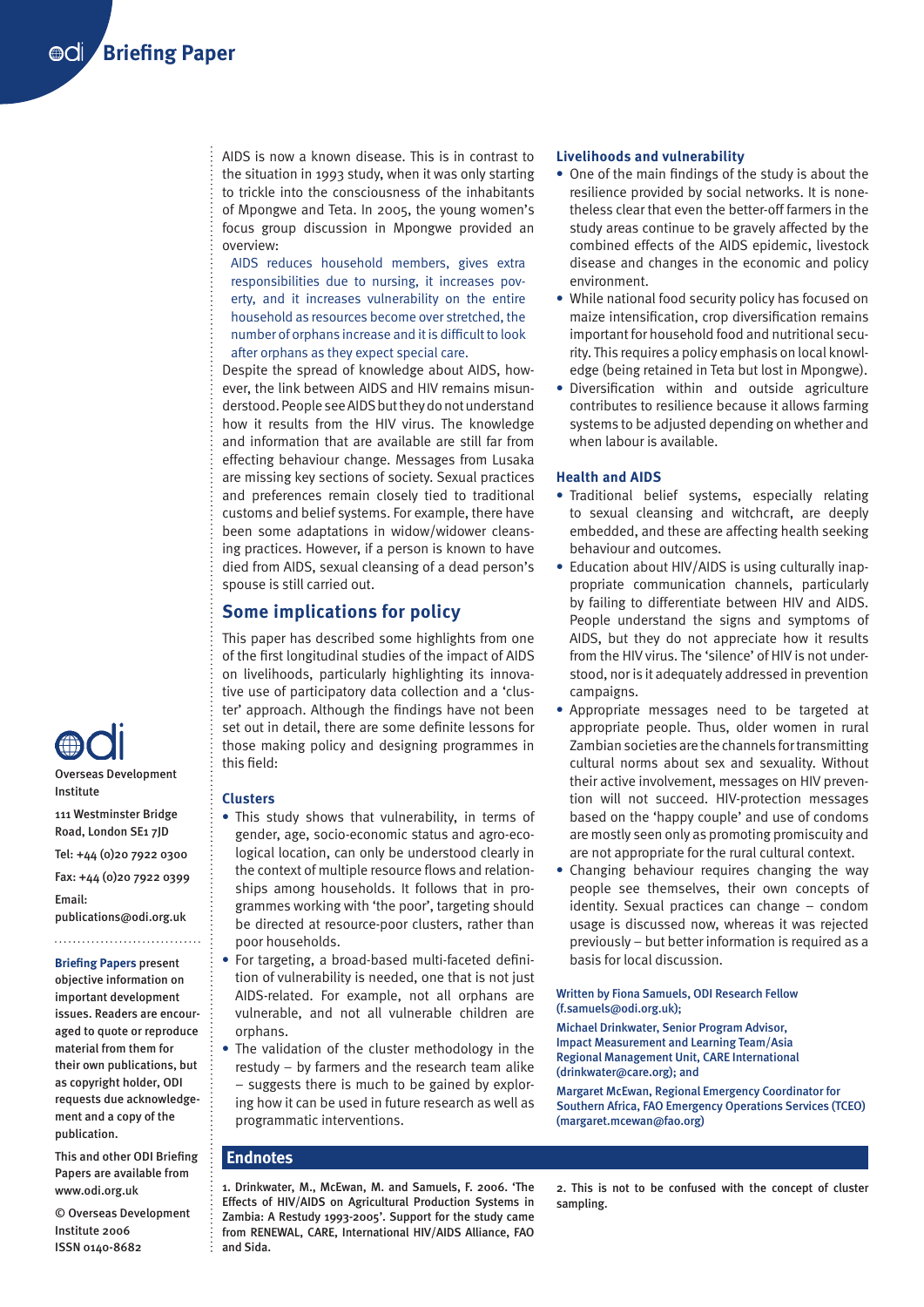AIDS is now a known disease. This is in contrast to the situation in 1993 study, when it was only starting to trickle into the consciousness of the inhabitants of Mpongwe and Teta. In 2005, the young women's focus group discussion in Mpongwe provided an overview:

> AIDS reduces household members, gives extra responsibilities due to nursing, it increases poverty, and it increases vulnerability on the entire household as resources become over stretched, the number of orphans increase and it is difficult to look after orphans as they expect special care.

Despite the spread of knowledge about AIDS, however, the link between AIDS and HIV remains misunderstood. People see AIDS but they do not understand how it results from the HIV virus. The knowledge and information that are available are still far from effecting behaviour change. Messages from Lusaka are missing key sections of society. Sexual practices and preferences remain closely tied to traditional customs and belief systems. For example, there have been some adaptations in widow/widower cleansing practices. However, if a person is known to have died from AIDS, sexual cleansing of a dead person's spouse is still carried out.

## Some implications for policy

This paper has described some highlights from one of the first longitudinal studies of the impact of AIDS on livelihoods, particularly highlighting its innovative use of participatory data collection and a 'cluster' approach. Although the findings have not been set out in detail, there are some definite lessons for those making policy and designing programmes in this field:

### Clusters

- This study shows that vulnerability, in terms of gender, age, socio-economic status and agro-ecological location, can only be understood clearly in the context of multiple resource flows and relationships among households. It follows that in programmes working with 'the poor', targeting should be directed at resource-poor clusters, rather than poor households.
- For targeting, a broad-based multi-faceted definition of vulnerability is needed, one that is not just AIDS-related. For example, not all orphans are vulnerable, and not all vulnerable children are orphans.
- The validation of the cluster methodology in the restudy – by farmers and the research team alike – suggests there is much to be gained by exploring how it can be used in future research as well as programmatic interventions.

### Livelihoods and vulnerability

- One of the main findings of the study is about the resilience provided by social networks. It is nonetheless clear that even the better-off farmers in the study areas continue to be gravely affected by the combined effects of the AIDS epidemic, livestock disease and changes in the economic and policy environment.
- While national food security policy has focused on maize intensification, crop diversification remains important for household food and nutritional security. This requires a policy emphasis on local knowledge (being retained in Teta but lost in Mpongwe).
- Diversification within and outside agriculture contributes to resilience because it allows farming systems to be adjusted depending on whether and when labour is available.

### Health and AIDS

- Traditional belief systems, especially relating to sexual cleansing and witchcraft, are deeply embedded, and these are affecting health seeking behaviour and outcomes.
- Education about HIV/AIDS is using culturally inappropriate communication channels, particularly by failing to differentiate between HIV and AIDS. People understand the signs and symptoms of AIDS, but they do not appreciate how it results from the HIV virus. The 'silence' of HIV is not understood, nor is it adequately addressed in prevention campaigns.
- Appropriate messages need to be targeted at appropriate people. Thus, older women in rural Zambian societies are the channels for transmitting cultural norms about sex and sexuality. Without their active involvement, messages on HIV prevention will not succeed. HIV-protection messages based on the 'happy couple' and use of condoms are mostly seen only as promoting promiscuity and are not appropriate for the rural cultural context.
- Changing behaviour requires changing the way people see themselves, their own concepts of identity. Sexual practices can change – condom usage is discussed now, whereas it was rejected previously – but better information is required as a basis for local discussion.

Written by Fiona Samuels, ODI Research Fellow (f.samuels@odi.org.uk);

Michael Drinkwater, Senior Program Advisor, Impact Measurement and Learning Team/Asia Regional Management Unit, CARE International (drinkwater@care.org); and

Margaret McEwan, Regional Emergency Coordinator for Southern Africa, FAO Emergency Operations Services (TCEO) (margaret.mcewan@fao.org)

## Endnotes

1. Drinkwater, M., McEwan, M. and Samuels, F. 2006. 'The Effects of HIV/AIDS on Agricultural Production Systems in Zambia: A Restudy 1993-2005'. Support for the study came from RENEWAL, CARE, International HIV/AIDS Alliance, FAO and Sida.

2. This is not to be confused with the concept of cluster sampling.

Overseas Development Institute

111 Westminster Bridge Road, London SE1 7JD

Tel: +44 (0)20 7922 0300

Fax: +44 (0)20 7922 0399

Email: publications@odi.org.uk

**Briefing Papers** present objective information on important development issues. Readers are encouraged to quote or reproduce material from them for their own publications, but as copyright holder, ODI requests due acknowledgement and a copy of the publication.

This and other ODI Briefing Papers are available from www.odi.org.uk

© Overseas Development Institute 2006
ISSN 0140-8682